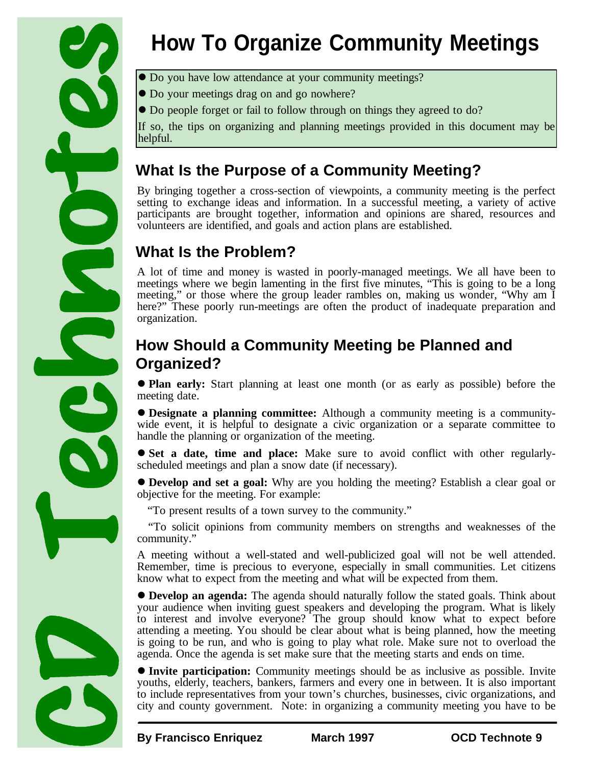# How To Organize Community Meetings

- Do you have low attendance at your community meetings?
- Do your meetings drag on and go nowhere?
- Do people forget or fail to follow through on things they agreed to do?

If so, the tips on organizing and planning meetings provided in this document may be helpful.

## What Is the Purpose of a Community Meeting?

By bringing together a cross-section of viewpoints, a community meeting is the perfect setting to exchange ideas and information. In a successful meeting, a variety of active participants are brought together, information and opinions are shared, resources and volunteers are identified, and goals and action plans are established.

## What Is the Problem?

A lot of time and money is wasted in poorly-managed meetings. We all have been to meetings where we begin lamenting in the first five minutes, "This is going to be a long meeting," or those where the group leader rambles on, making us wonder, "Why am I here?" These poorly run-meetings are often the product of inadequate preparation and organization.

## How Should a Community Meeting be Planned and Organized?

- **Plan early:** Start planning at least one month (or as early as possible) before the meeting date.

- **Designate a planning committee:** Although a community meeting is a community-wide event, it is helpful to designate a civic organization or a separate committee to handle the planning or organization of the meeting.

- **Set a date, time and place:** Make sure to avoid conflict with other regularly-scheduled meetings and plan a snow date (if necessary).

- **Develop and set a goal:** Why are you holding the meeting? Establish a clear goal or objective for the meeting. For example:

  "To present results of a town survey to the community."

  "To solicit opinions from community members on strengths and weaknesses of the community."

A meeting without a well-stated and well-publicized goal will not be well attended. Remember, time is precious to everyone, especially in small communities. Let citizens know what to expect from the meeting and what will be expected from them.

- **Develop an agenda:** The agenda should naturally follow the stated goals. Think about your audience when inviting guest speakers and developing the program. What is likely to interest and involve everyone? The group should know what to expect before attending a meeting. You should be clear about what is being planned, how the meeting is going to be run, and who is going to play what role. Make sure not to overload the agenda. Once the agenda is set make sure that the meeting starts and ends on time.

- **Invite participation:** Community meetings should be as inclusive as possible. Invite youths, elderly, teachers, bankers, farmers and every one in between. It is also important to include representatives from your town's churches, businesses, civic organizations, and city and county government. Note: in organizing a community meeting you have to be

By Francisco Enriquez | March 1997 | OCD Technote 9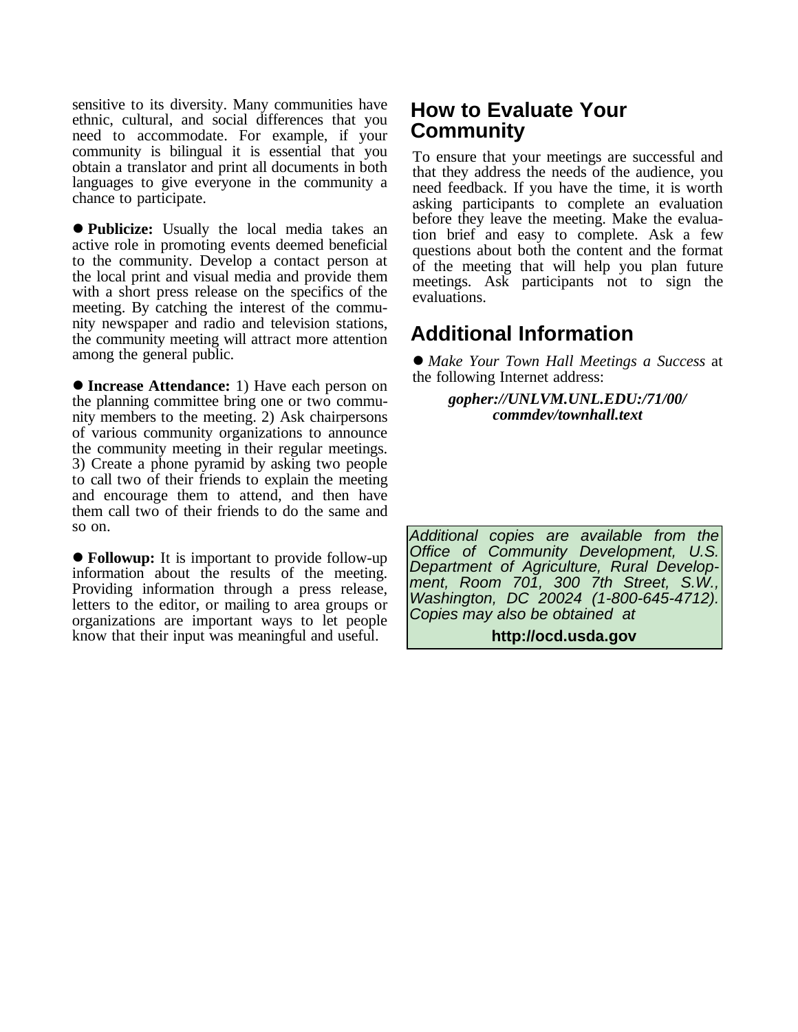sensitive to its diversity. Many communities have ethnic, cultural, and social differences that you need to accommodate. For example, if your community is bilingual it is essential that you obtain a translator and print all documents in both languages to give everyone in the community a chance to participate.

- **Publicize:** Usually the local media takes an active role in promoting events deemed beneficial to the community. Develop a contact person at the local print and visual media and provide them with a short press release on the specifics of the meeting. By catching the interest of the community newspaper and radio and television stations, the community meeting will attract more attention among the general public.

- **Increase Attendance:** 1) Have each person on the planning committee bring one or two community members to the meeting. 2) Ask chairpersons of various community organizations to announce the community meeting in their regular meetings. 3) Create a phone pyramid by asking two people to call two of their friends to explain the meeting and encourage them to attend, and then have them call two of their friends to do the same and so on.

- **Followup:** It is important to provide follow-up information about the results of the meeting. Providing information through a press release, letters to the editor, or mailing to area groups or organizations are important ways to let people know that their input was meaningful and useful.

## How to Evaluate Your Community

To ensure that your meetings are successful and that they address the needs of the audience, you need feedback. If you have the time, it is worth asking participants to complete an evaluation before they leave the meeting. Make the evaluation brief and easy to complete. Ask a few questions about both the content and the format of the meeting that will help you plan future meetings. Ask participants not to sign the evaluations.

## Additional Information

- *Make Your Town Hall Meetings a Success* at the following Internet address:

***gopher://UNLVM.UNL.EDU:/71/00/commdev/townhall.text***

*Additional copies are available from the Office of Community Development, U.S. Department of Agriculture, Rural Development, Room 701, 300 7th Street, S.W., Washington, DC 20024 (1-800-645-4712). Copies may also be obtained at*

**http://ocd.usda.gov**